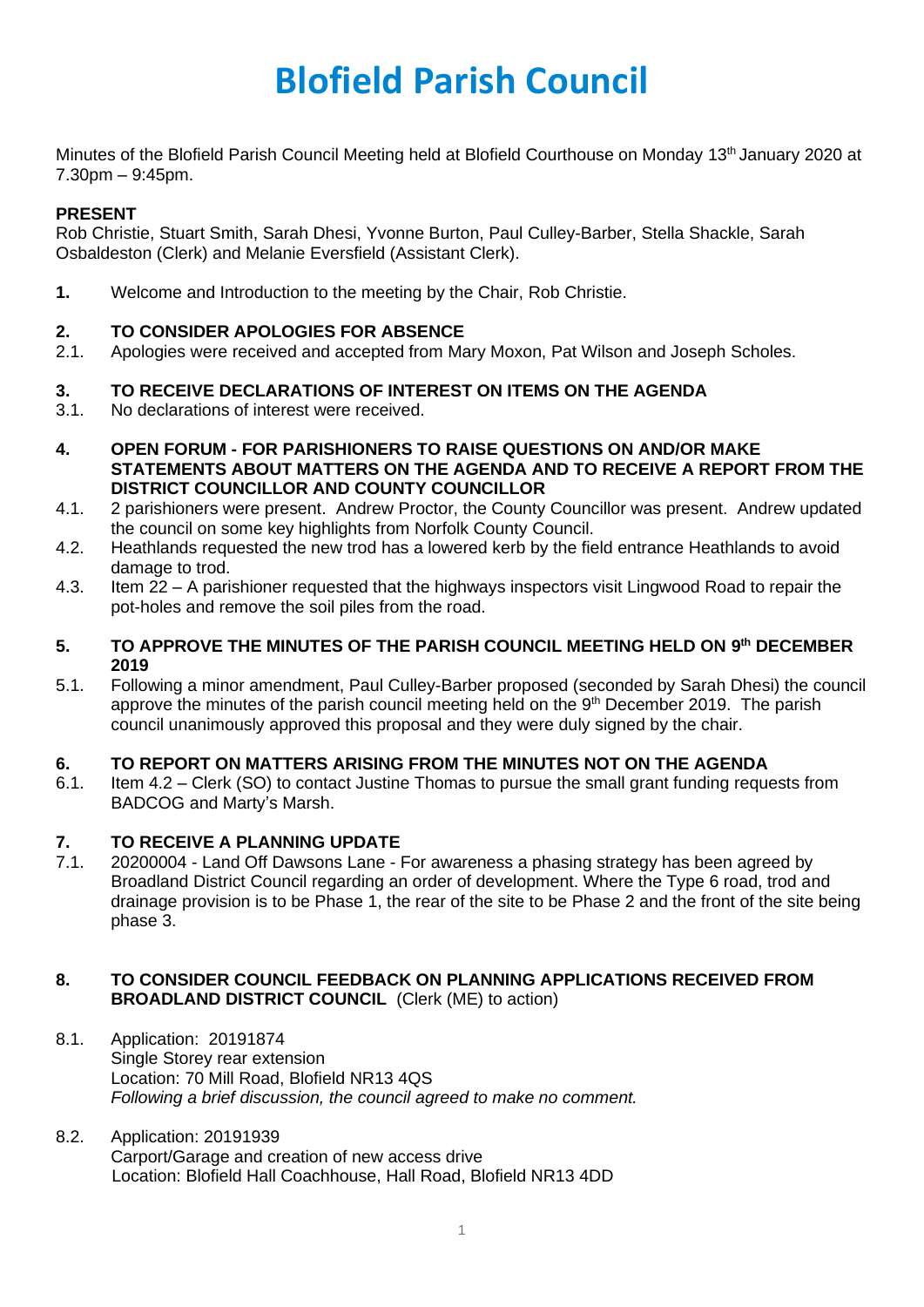# Blofield Parish Council

Minutes of the Blofield Parish Council Meeting held at Blofield Courthouse on Monday 13th January 2020 at 7.30pm – 9:45pm.

**PRESENT**

Rob Christie, Stuart Smith, Sarah Dhesi, Yvonne Burton, Paul Culley-Barber, Stella Shackle, Sarah Osbaldeston (Clerk) and Melanie Eversfield (Assistant Clerk).

**1.** Welcome and Introduction to the meeting by the Chair, Rob Christie.

**2. TO CONSIDER APOLOGIES FOR ABSENCE**

2.1. Apologies were received and accepted from Mary Moxon, Pat Wilson and Joseph Scholes.

**3. TO RECEIVE DECLARATIONS OF INTEREST ON ITEMS ON THE AGENDA**

3.1. No declarations of interest were received.

**4. OPEN FORUM - FOR PARISHIONERS TO RAISE QUESTIONS ON AND/OR MAKE STATEMENTS ABOUT MATTERS ON THE AGENDA AND TO RECEIVE A REPORT FROM THE DISTRICT COUNCILLOR AND COUNTY COUNCILLOR**

4.1. 2 parishioners were present. Andrew Proctor, the County Councillor was present. Andrew updated the council on some key highlights from Norfolk County Council.

4.2. Heathlands requested the new trod has a lowered kerb by the field entrance Heathlands to avoid damage to trod.

4.3. Item 22 – A parishioner requested that the highways inspectors visit Lingwood Road to repair the pot-holes and remove the soil piles from the road.

**5. TO APPROVE THE MINUTES OF THE PARISH COUNCIL MEETING HELD ON 9th DECEMBER 2019**

5.1. Following a minor amendment, Paul Culley-Barber proposed (seconded by Sarah Dhesi) the council approve the minutes of the parish council meeting held on the 9th December 2019. The parish council unanimously approved this proposal and they were duly signed by the chair.

**6. TO REPORT ON MATTERS ARISING FROM THE MINUTES NOT ON THE AGENDA**

6.1. Item 4.2 – Clerk (SO) to contact Justine Thomas to pursue the small grant funding requests from BADCOG and Marty's Marsh.

**7. TO RECEIVE A PLANNING UPDATE**

7.1. 20200004 - Land Off Dawsons Lane - For awareness a phasing strategy has been agreed by Broadland District Council regarding an order of development. Where the Type 6 road, trod and drainage provision is to be Phase 1, the rear of the site to be Phase 2 and the front of the site being phase 3.

**8. TO CONSIDER COUNCIL FEEDBACK ON PLANNING APPLICATIONS RECEIVED FROM BROADLAND DISTRICT COUNCIL** (Clerk (ME) to action)

8.1. Application: 20191874
Single Storey rear extension
Location: 70 Mill Road, Blofield NR13 4QS
*Following a brief discussion, the council agreed to make no comment.*

8.2. Application: 20191939
Carport/Garage and creation of new access drive
Location: Blofield Hall Coachhouse, Hall Road, Blofield NR13 4DD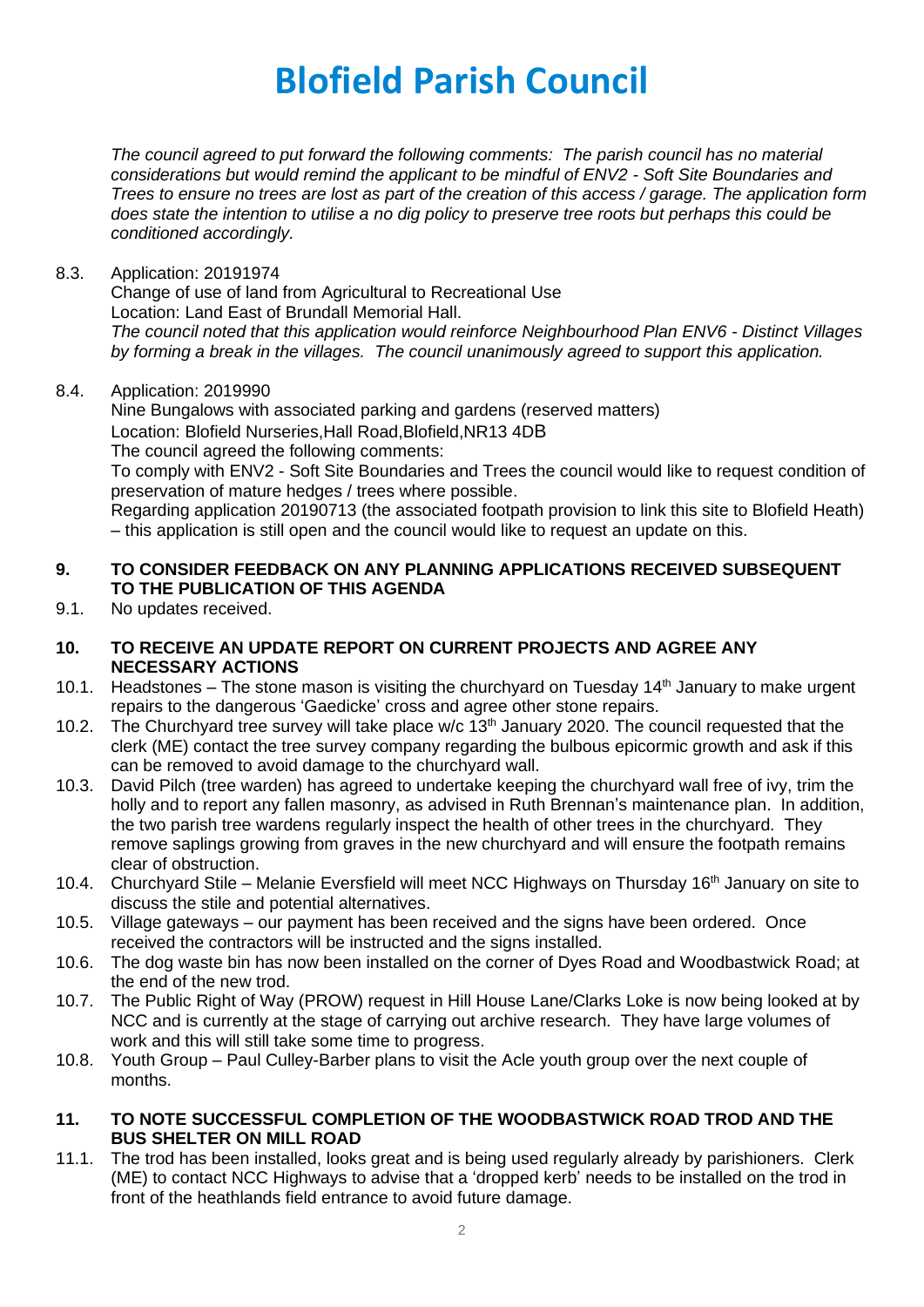# Blofield Parish Council

*The council agreed to put forward the following comments: The parish council has no material considerations but would remind the applicant to be mindful of ENV2 - Soft Site Boundaries and Trees to ensure no trees are lost as part of the creation of this access / garage. The application form does state the intention to utilise a no dig policy to preserve tree roots but perhaps this could be conditioned accordingly.*

8.3. Application: 20191974
Change of use of land from Agricultural to Recreational Use
Location: Land East of Brundall Memorial Hall.
*The council noted that this application would reinforce Neighbourhood Plan ENV6 - Distinct Villages by forming a break in the villages. The council unanimously agreed to support this application.*

8.4. Application: 2019990
Nine Bungalows with associated parking and gardens (reserved matters)
Location: Blofield Nurseries,Hall Road,Blofield,NR13 4DB
The council agreed the following comments:
To comply with ENV2 - Soft Site Boundaries and Trees the council would like to request condition of preservation of mature hedges / trees where possible.
Regarding application 20190713 (the associated footpath provision to link this site to Blofield Heath) – this application is still open and the council would like to request an update on this.

**9. TO CONSIDER FEEDBACK ON ANY PLANNING APPLICATIONS RECEIVED SUBSEQUENT TO THE PUBLICATION OF THIS AGENDA**

9.1. No updates received.

**10. TO RECEIVE AN UPDATE REPORT ON CURRENT PROJECTS AND AGREE ANY NECESSARY ACTIONS**

10.1. Headstones – The stone mason is visiting the churchyard on Tuesday 14th January to make urgent repairs to the dangerous 'Gaedicke' cross and agree other stone repairs.

10.2. The Churchyard tree survey will take place w/c 13th January 2020. The council requested that the clerk (ME) contact the tree survey company regarding the bulbous epicormic growth and ask if this can be removed to avoid damage to the churchyard wall.

10.3. David Pilch (tree warden) has agreed to undertake keeping the churchyard wall free of ivy, trim the holly and to report any fallen masonry, as advised in Ruth Brennan's maintenance plan. In addition, the two parish tree wardens regularly inspect the health of other trees in the churchyard. They remove saplings growing from graves in the new churchyard and will ensure the footpath remains clear of obstruction.

10.4. Churchyard Stile – Melanie Eversfield will meet NCC Highways on Thursday 16th January on site to discuss the stile and potential alternatives.

10.5. Village gateways – our payment has been received and the signs have been ordered. Once received the contractors will be instructed and the signs installed.

10.6. The dog waste bin has now been installed on the corner of Dyes Road and Woodbastwick Road; at the end of the new trod.

10.7. The Public Right of Way (PROW) request in Hill House Lane/Clarks Loke is now being looked at by NCC and is currently at the stage of carrying out archive research. They have large volumes of work and this will still take some time to progress.

10.8. Youth Group – Paul Culley-Barber plans to visit the Acle youth group over the next couple of months.

**11. TO NOTE SUCCESSFUL COMPLETION OF THE WOODBASTWICK ROAD TROD AND THE BUS SHELTER ON MILL ROAD**

11.1. The trod has been installed, looks great and is being used regularly already by parishioners. Clerk (ME) to contact NCC Highways to advise that a 'dropped kerb' needs to be installed on the trod in front of the heathlands field entrance to avoid future damage.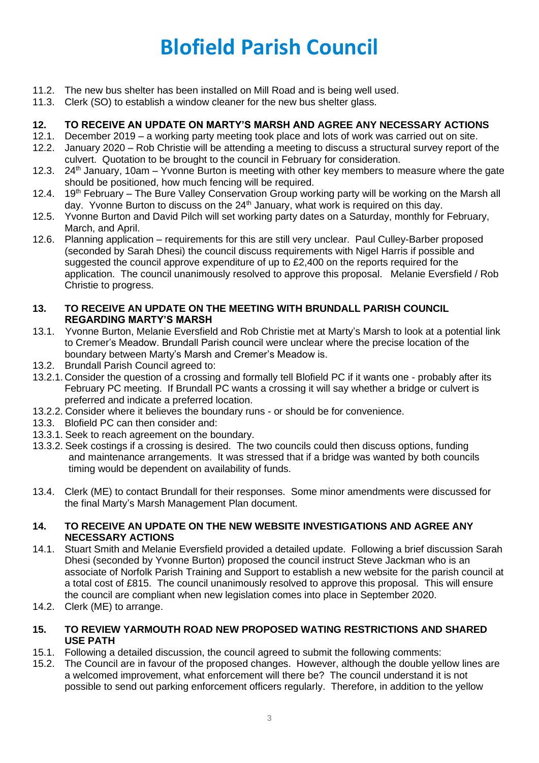# Blofield Parish Council

11.2. The new bus shelter has been installed on Mill Road and is being well used.

11.3. Clerk (SO) to establish a window cleaner for the new bus shelter glass.

## 12. TO RECEIVE AN UPDATE ON MARTY'S MARSH AND AGREE ANY NECESSARY ACTIONS

12.1. December 2019 – a working party meeting took place and lots of work was carried out on site.

12.2. January 2020 – Rob Christie will be attending a meeting to discuss a structural survey report of the culvert. Quotation to be brought to the council in February for consideration.

12.3. 24th January, 10am – Yvonne Burton is meeting with other key members to measure where the gate should be positioned, how much fencing will be required.

12.4. 19th February – The Bure Valley Conservation Group working party will be working on the Marsh all day. Yvonne Burton to discuss on the 24th January, what work is required on this day.

12.5. Yvonne Burton and David Pilch will set working party dates on a Saturday, monthly for February, March, and April.

12.6. Planning application – requirements for this are still very unclear. Paul Culley-Barber proposed (seconded by Sarah Dhesi) the council discuss requirements with Nigel Harris if possible and suggested the council approve expenditure of up to £2,400 on the reports required for the application. The council unanimously resolved to approve this proposal. Melanie Eversfield / Rob Christie to progress.

## 13. TO RECEIVE AN UPDATE ON THE MEETING WITH BRUNDALL PARISH COUNCIL REGARDING MARTY'S MARSH

13.1. Yvonne Burton, Melanie Eversfield and Rob Christie met at Marty's Marsh to look at a potential link to Cremer's Meadow. Brundall Parish council were unclear where the precise location of the boundary between Marty's Marsh and Cremer's Meadow is.

13.2. Brundall Parish Council agreed to:

13.2.1. Consider the question of a crossing and formally tell Blofield PC if it wants one - probably after its February PC meeting. If Brundall PC wants a crossing it will say whether a bridge or culvert is preferred and indicate a preferred location.

13.2.2. Consider where it believes the boundary runs - or should be for convenience.

13.3. Blofield PC can then consider and:

13.3.1. Seek to reach agreement on the boundary.

13.3.2. Seek costings if a crossing is desired. The two councils could then discuss options, funding and maintenance arrangements. It was stressed that if a bridge was wanted by both councils timing would be dependent on availability of funds.

13.4. Clerk (ME) to contact Brundall for their responses. Some minor amendments were discussed for the final Marty's Marsh Management Plan document.

## 14. TO RECEIVE AN UPDATE ON THE NEW WEBSITE INVESTIGATIONS AND AGREE ANY NECESSARY ACTIONS

14.1. Stuart Smith and Melanie Eversfield provided a detailed update. Following a brief discussion Sarah Dhesi (seconded by Yvonne Burton) proposed the council instruct Steve Jackman who is an associate of Norfolk Parish Training and Support to establish a new website for the parish council at a total cost of £815. The council unanimously resolved to approve this proposal. This will ensure the council are compliant when new legislation comes into place in September 2020.

14.2. Clerk (ME) to arrange.

## 15. TO REVIEW YARMOUTH ROAD NEW PROPOSED WATING RESTRICTIONS AND SHARED USE PATH

15.1. Following a detailed discussion, the council agreed to submit the following comments:

15.2. The Council are in favour of the proposed changes. However, although the double yellow lines are a welcomed improvement, what enforcement will there be? The council understand it is not possible to send out parking enforcement officers regularly. Therefore, in addition to the yellow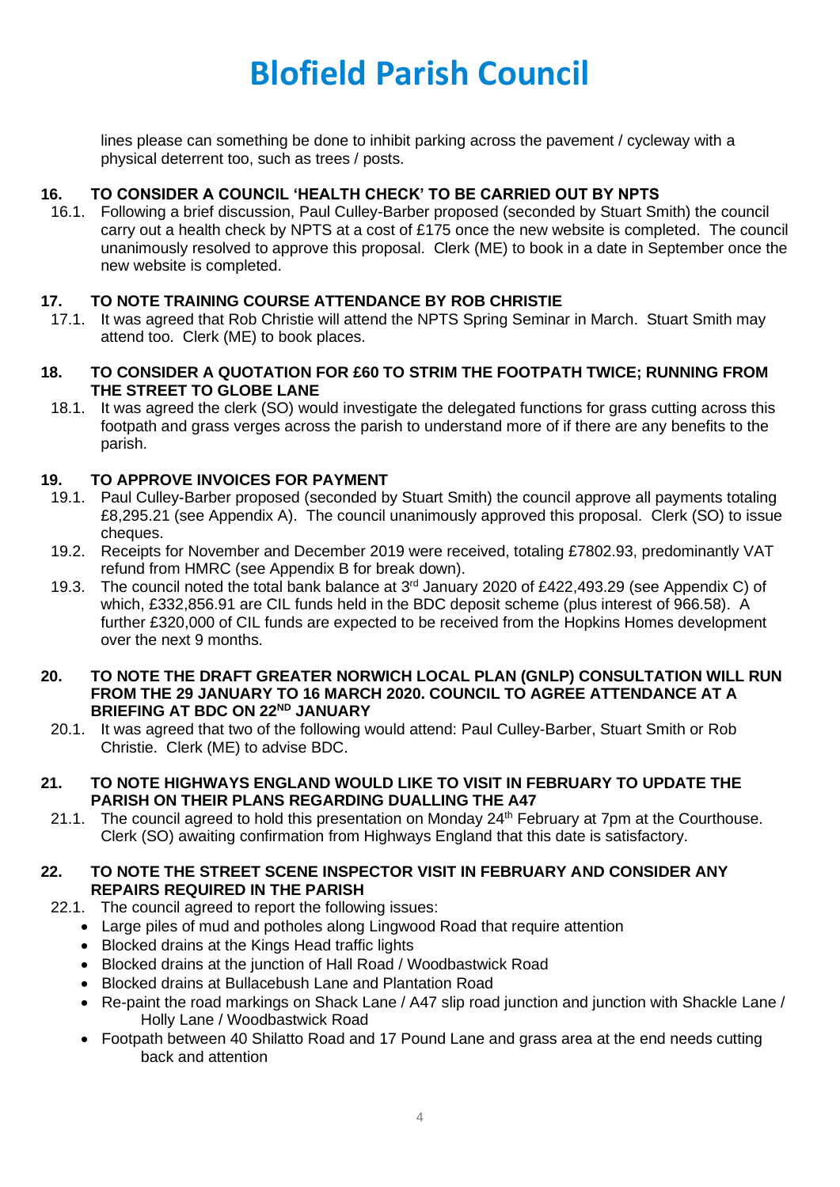lines please can something be done to inhibit parking across the pavement / cycleway with a physical deterrent too, such as trees / posts.

### 16. TO CONSIDER A COUNCIL 'HEALTH CHECK' TO BE CARRIED OUT BY NPTS

16.1. Following a brief discussion, Paul Culley-Barber proposed (seconded by Stuart Smith) the council carry out a health check by NPTS at a cost of £175 once the new website is completed. The council unanimously resolved to approve this proposal. Clerk (ME) to book in a date in September once the new website is completed.

### 17. TO NOTE TRAINING COURSE ATTENDANCE BY ROB CHRISTIE

17.1. It was agreed that Rob Christie will attend the NPTS Spring Seminar in March. Stuart Smith may attend too. Clerk (ME) to book places.

### 18. TO CONSIDER A QUOTATION FOR £60 TO STRIM THE FOOTPATH TWICE; RUNNING FROM THE STREET TO GLOBE LANE

18.1. It was agreed the clerk (SO) would investigate the delegated functions for grass cutting across this footpath and grass verges across the parish to understand more of if there are any benefits to the parish.

### 19. TO APPROVE INVOICES FOR PAYMENT

19.1. Paul Culley-Barber proposed (seconded by Stuart Smith) the council approve all payments totaling £8,295.21 (see Appendix A). The council unanimously approved this proposal. Clerk (SO) to issue cheques.

19.2. Receipts for November and December 2019 were received, totaling £7802.93, predominantly VAT refund from HMRC (see Appendix B for break down).

19.3. The council noted the total bank balance at 3rd January 2020 of £422,493.29 (see Appendix C) of which, £332,856.91 are CIL funds held in the BDC deposit scheme (plus interest of 966.58). A further £320,000 of CIL funds are expected to be received from the Hopkins Homes development over the next 9 months.

### 20. TO NOTE THE DRAFT GREATER NORWICH LOCAL PLAN (GNLP) CONSULTATION WILL RUN FROM THE 29 JANUARY TO 16 MARCH 2020. COUNCIL TO AGREE ATTENDANCE AT A BRIEFING AT BDC ON 22ND JANUARY

20.1. It was agreed that two of the following would attend: Paul Culley-Barber, Stuart Smith or Rob Christie. Clerk (ME) to advise BDC.

### 21. TO NOTE HIGHWAYS ENGLAND WOULD LIKE TO VISIT IN FEBRUARY TO UPDATE THE PARISH ON THEIR PLANS REGARDING DUALLING THE A47

21.1. The council agreed to hold this presentation on Monday 24th February at 7pm at the Courthouse. Clerk (SO) awaiting confirmation from Highways England that this date is satisfactory.

### 22. TO NOTE THE STREET SCENE INSPECTOR VISIT IN FEBRUARY AND CONSIDER ANY REPAIRS REQUIRED IN THE PARISH

22.1. The council agreed to report the following issues:

- Large piles of mud and potholes along Lingwood Road that require attention
- Blocked drains at the Kings Head traffic lights
- Blocked drains at the junction of Hall Road / Woodbastwick Road
- Blocked drains at Bullacebush Lane and Plantation Road
- Re-paint the road markings on Shack Lane / A47 slip road junction and junction with Shackle Lane / Holly Lane / Woodbastwick Road
- Footpath between 40 Shilatto Road and 17 Pound Lane and grass area at the end needs cutting back and attention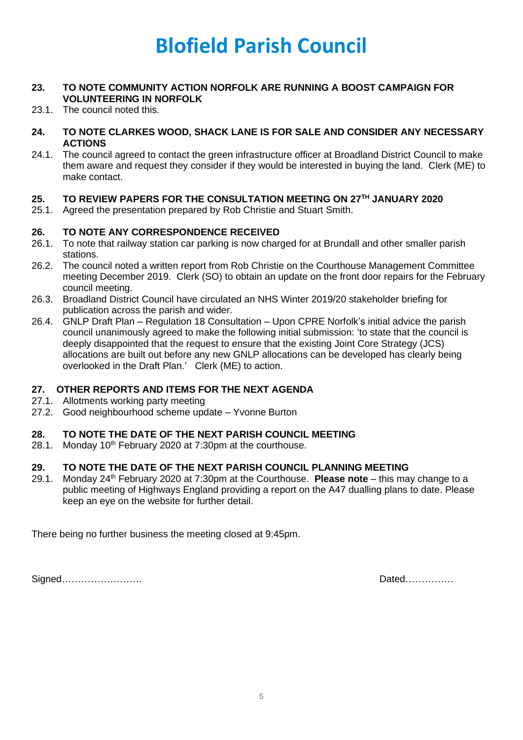# Blofield Parish Council

**23. TO NOTE COMMUNITY ACTION NORFOLK ARE RUNNING A BOOST CAMPAIGN FOR VOLUNTEERING IN NORFOLK**

23.1. The council noted this.

**24. TO NOTE CLARKES WOOD, SHACK LANE IS FOR SALE AND CONSIDER ANY NECESSARY ACTIONS**

24.1. The council agreed to contact the green infrastructure officer at Broadland District Council to make them aware and request they consider if they would be interested in buying the land. Clerk (ME) to make contact.

**25. TO REVIEW PAPERS FOR THE CONSULTATION MEETING ON 27TH JANUARY 2020**

25.1. Agreed the presentation prepared by Rob Christie and Stuart Smith.

**26. TO NOTE ANY CORRESPONDENCE RECEIVED**

26.1. To note that railway station car parking is now charged for at Brundall and other smaller parish stations.

26.2. The council noted a written report from Rob Christie on the Courthouse Management Committee meeting December 2019. Clerk (SO) to obtain an update on the front door repairs for the February council meeting.

26.3. Broadland District Council have circulated an NHS Winter 2019/20 stakeholder briefing for publication across the parish and wider.

26.4. GNLP Draft Plan – Regulation 18 Consultation – Upon CPRE Norfolk's initial advice the parish council unanimously agreed to make the following initial submission: 'to state that the council is deeply disappointed that the request to ensure that the existing Joint Core Strategy (JCS) allocations are built out before any new GNLP allocations can be developed has clearly being overlooked in the Draft Plan.' Clerk (ME) to action.

**27. OTHER REPORTS AND ITEMS FOR THE NEXT AGENDA**

27.1. Allotments working party meeting

27.2. Good neighbourhood scheme update – Yvonne Burton

**28. TO NOTE THE DATE OF THE NEXT PARISH COUNCIL MEETING**

28.1. Monday 10th February 2020 at 7:30pm at the courthouse.

**29. TO NOTE THE DATE OF THE NEXT PARISH COUNCIL PLANNING MEETING**

29.1. Monday 24th February 2020 at 7:30pm at the Courthouse. **Please note** – this may change to a public meeting of Highways England providing a report on the A47 dualling plans to date. Please keep an eye on the website for further detail.

There being no further business the meeting closed at 9:45pm.

Signed……………………. Dated……………